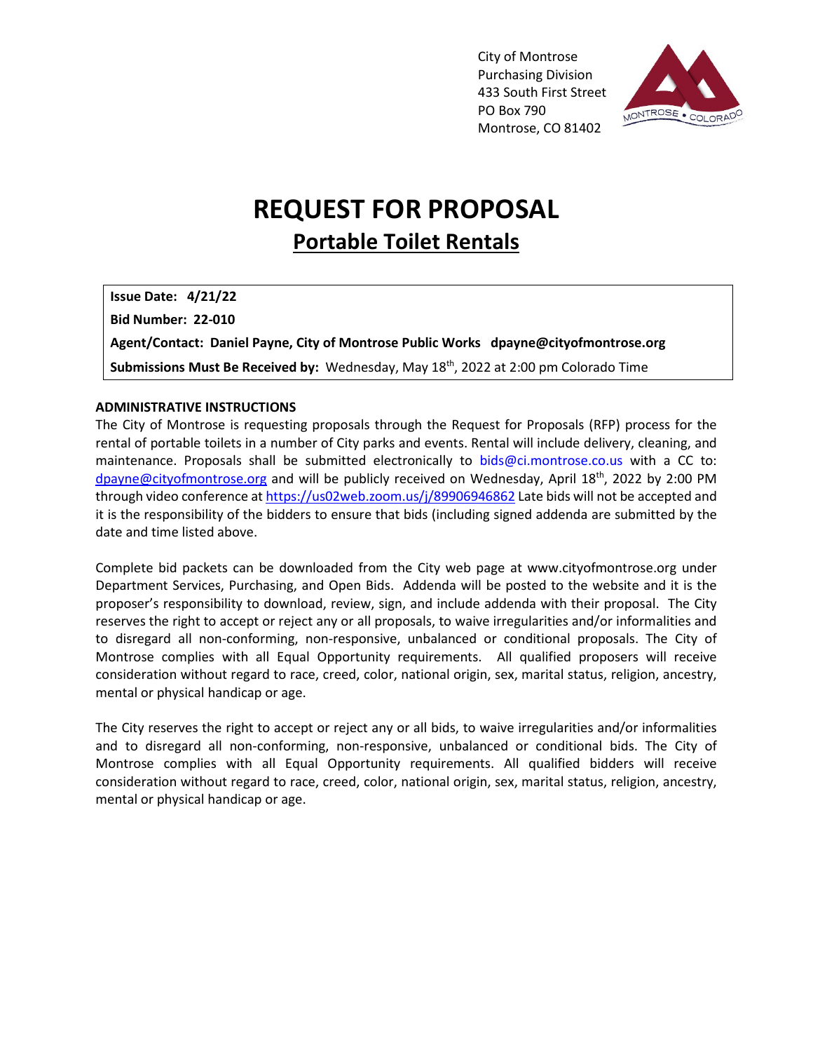City of Montrose
Purchasing Division
433 South First Street
PO Box 790
Montrose, CO 81402

# REQUEST FOR PROPOSAL

## Portable Toilet Rentals

**Issue Date: 4/21/22**

**Bid Number: 22-010**

**Agent/Contact: Daniel Payne, City of Montrose Public Works dpayne@cityofmontrose.org**

**Submissions Must Be Received by:** Wednesday, May 18th, 2022 at 2:00 pm Colorado Time

**ADMINISTRATIVE INSTRUCTIONS**

The City of Montrose is requesting proposals through the Request for Proposals (RFP) process for the rental of portable toilets in a number of City parks and events. Rental will include delivery, cleaning, and maintenance. Proposals shall be submitted electronically to bids@ci.montrose.co.us with a CC to: dpayne@cityofmontrose.org and will be publicly received on Wednesday, April 18th, 2022 by 2:00 PM through video conference at https://us02web.zoom.us/j/89906946862 Late bids will not be accepted and it is the responsibility of the bidders to ensure that bids (including signed addenda are submitted by the date and time listed above.

Complete bid packets can be downloaded from the City web page at www.cityofmontrose.org under Department Services, Purchasing, and Open Bids. Addenda will be posted to the website and it is the proposer's responsibility to download, review, sign, and include addenda with their proposal. The City reserves the right to accept or reject any or all proposals, to waive irregularities and/or informalities and to disregard all non-conforming, non-responsive, unbalanced or conditional proposals. The City of Montrose complies with all Equal Opportunity requirements. All qualified proposers will receive consideration without regard to race, creed, color, national origin, sex, marital status, religion, ancestry, mental or physical handicap or age.

The City reserves the right to accept or reject any or all bids, to waive irregularities and/or informalities and to disregard all non-conforming, non-responsive, unbalanced or conditional bids. The City of Montrose complies with all Equal Opportunity requirements. All qualified bidders will receive consideration without regard to race, creed, color, national origin, sex, marital status, religion, ancestry, mental or physical handicap or age.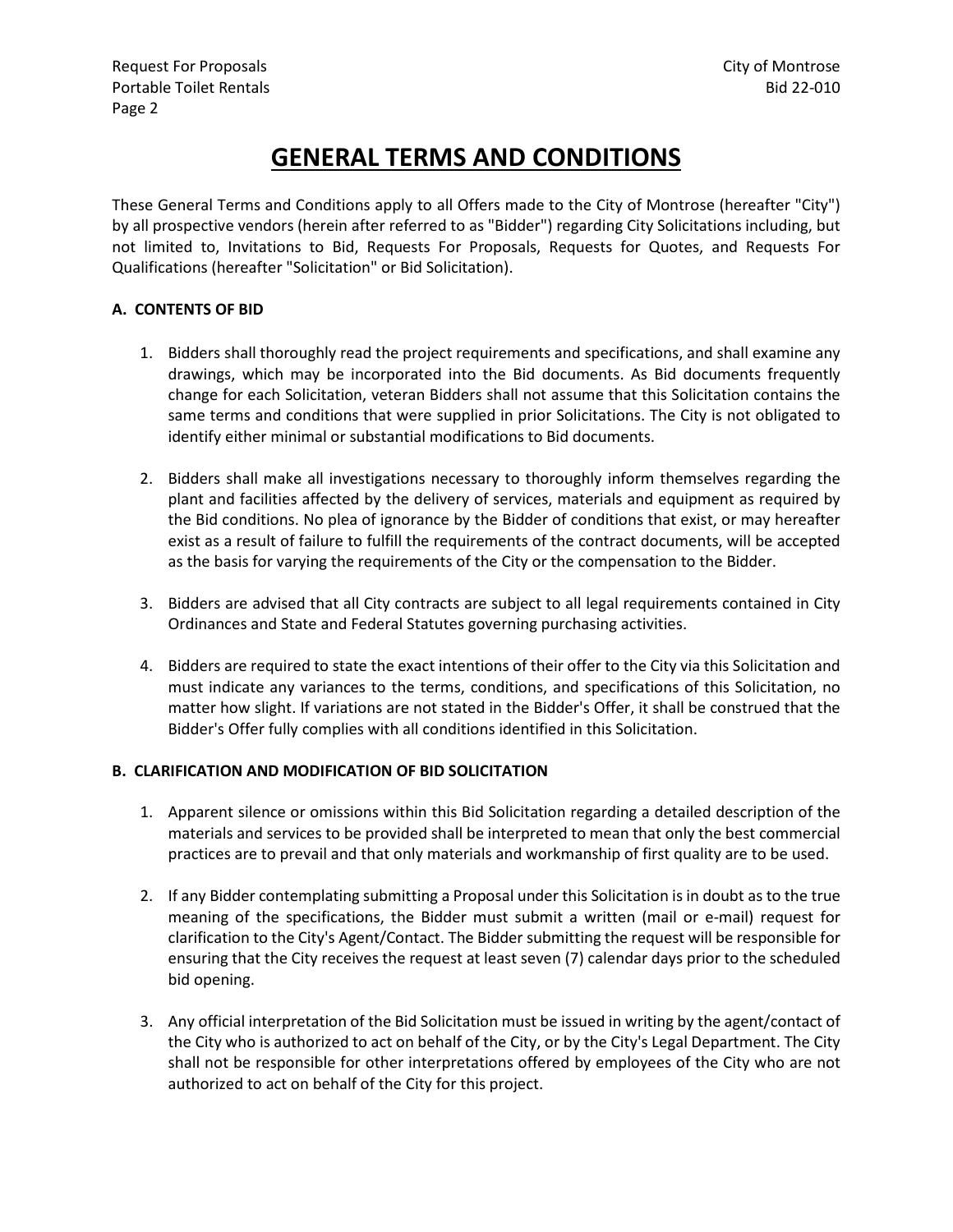# GENERAL TERMS AND CONDITIONS

These General Terms and Conditions apply to all Offers made to the City of Montrose (hereafter "City") by all prospective vendors (herein after referred to as "Bidder") regarding City Solicitations including, but not limited to, Invitations to Bid, Requests For Proposals, Requests for Quotes, and Requests For Qualifications (hereafter "Solicitation" or Bid Solicitation).

## A. CONTENTS OF BID

1. Bidders shall thoroughly read the project requirements and specifications, and shall examine any drawings, which may be incorporated into the Bid documents. As Bid documents frequently change for each Solicitation, veteran Bidders shall not assume that this Solicitation contains the same terms and conditions that were supplied in prior Solicitations. The City is not obligated to identify either minimal or substantial modifications to Bid documents.

2. Bidders shall make all investigations necessary to thoroughly inform themselves regarding the plant and facilities affected by the delivery of services, materials and equipment as required by the Bid conditions. No plea of ignorance by the Bidder of conditions that exist, or may hereafter exist as a result of failure to fulfill the requirements of the contract documents, will be accepted as the basis for varying the requirements of the City or the compensation to the Bidder.

3. Bidders are advised that all City contracts are subject to all legal requirements contained in City Ordinances and State and Federal Statutes governing purchasing activities.

4. Bidders are required to state the exact intentions of their offer to the City via this Solicitation and must indicate any variances to the terms, conditions, and specifications of this Solicitation, no matter how slight. If variations are not stated in the Bidder's Offer, it shall be construed that the Bidder's Offer fully complies with all conditions identified in this Solicitation.

## B. CLARIFICATION AND MODIFICATION OF BID SOLICITATION

1. Apparent silence or omissions within this Bid Solicitation regarding a detailed description of the materials and services to be provided shall be interpreted to mean that only the best commercial practices are to prevail and that only materials and workmanship of first quality are to be used.

2. If any Bidder contemplating submitting a Proposal under this Solicitation is in doubt as to the true meaning of the specifications, the Bidder must submit a written (mail or e-mail) request for clarification to the City's Agent/Contact. The Bidder submitting the request will be responsible for ensuring that the City receives the request at least seven (7) calendar days prior to the scheduled bid opening.

3. Any official interpretation of the Bid Solicitation must be issued in writing by the agent/contact of the City who is authorized to act on behalf of the City, or by the City's Legal Department. The City shall not be responsible for other interpretations offered by employees of the City who are not authorized to act on behalf of the City for this project.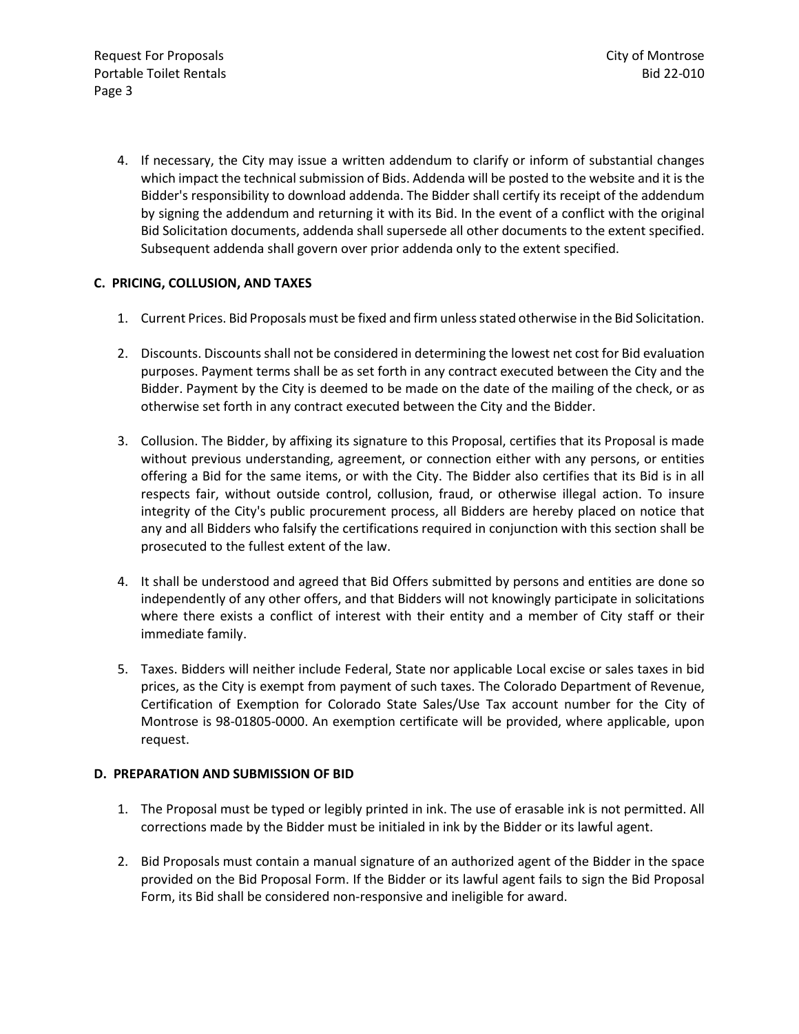4. If necessary, the City may issue a written addendum to clarify or inform of substantial changes which impact the technical submission of Bids. Addenda will be posted to the website and it is the Bidder's responsibility to download addenda. The Bidder shall certify its receipt of the addendum by signing the addendum and returning it with its Bid. In the event of a conflict with the original Bid Solicitation documents, addenda shall supersede all other documents to the extent specified. Subsequent addenda shall govern over prior addenda only to the extent specified.

**C. PRICING, COLLUSION, AND TAXES**

1. Current Prices. Bid Proposals must be fixed and firm unless stated otherwise in the Bid Solicitation.

2. Discounts. Discounts shall not be considered in determining the lowest net cost for Bid evaluation purposes. Payment terms shall be as set forth in any contract executed between the City and the Bidder. Payment by the City is deemed to be made on the date of the mailing of the check, or as otherwise set forth in any contract executed between the City and the Bidder.

3. Collusion. The Bidder, by affixing its signature to this Proposal, certifies that its Proposal is made without previous understanding, agreement, or connection either with any persons, or entities offering a Bid for the same items, or with the City. The Bidder also certifies that its Bid is in all respects fair, without outside control, collusion, fraud, or otherwise illegal action. To insure integrity of the City's public procurement process, all Bidders are hereby placed on notice that any and all Bidders who falsify the certifications required in conjunction with this section shall be prosecuted to the fullest extent of the law.

4. It shall be understood and agreed that Bid Offers submitted by persons and entities are done so independently of any other offers, and that Bidders will not knowingly participate in solicitations where there exists a conflict of interest with their entity and a member of City staff or their immediate family.

5. Taxes. Bidders will neither include Federal, State nor applicable Local excise or sales taxes in bid prices, as the City is exempt from payment of such taxes. The Colorado Department of Revenue, Certification of Exemption for Colorado State Sales/Use Tax account number for the City of Montrose is 98-01805-0000. An exemption certificate will be provided, where applicable, upon request.

**D. PREPARATION AND SUBMISSION OF BID**

1. The Proposal must be typed or legibly printed in ink. The use of erasable ink is not permitted. All corrections made by the Bidder must be initialed in ink by the Bidder or its lawful agent.

2. Bid Proposals must contain a manual signature of an authorized agent of the Bidder in the space provided on the Bid Proposal Form. If the Bidder or its lawful agent fails to sign the Bid Proposal Form, its Bid shall be considered non-responsive and ineligible for award.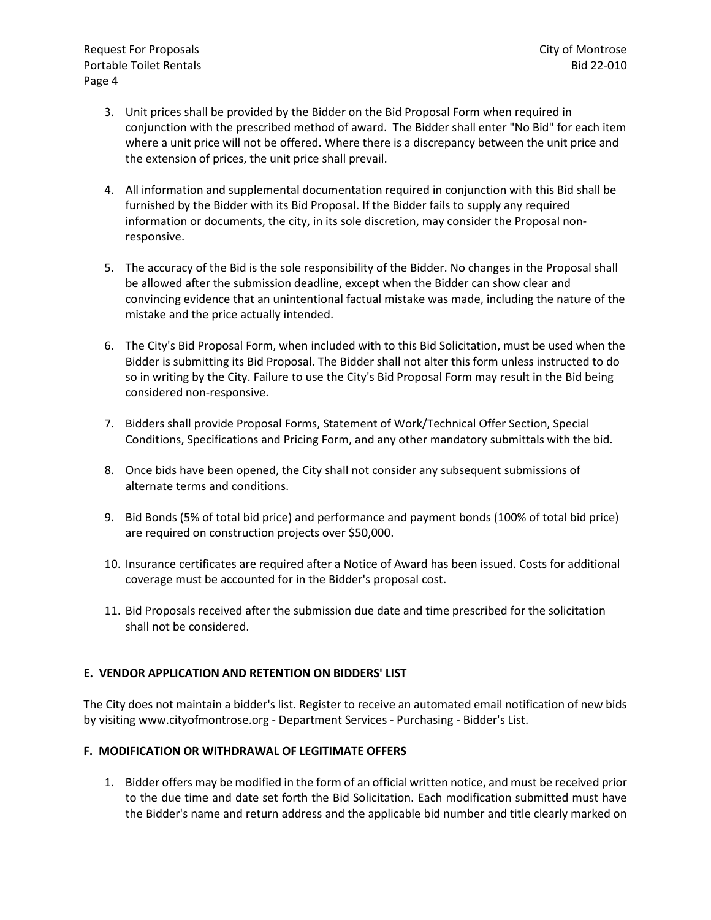3. Unit prices shall be provided by the Bidder on the Bid Proposal Form when required in conjunction with the prescribed method of award. The Bidder shall enter "No Bid" for each item where a unit price will not be offered. Where there is a discrepancy between the unit price and the extension of prices, the unit price shall prevail.

4. All information and supplemental documentation required in conjunction with this Bid shall be furnished by the Bidder with its Bid Proposal. If the Bidder fails to supply any required information or documents, the city, in its sole discretion, may consider the Proposal non-responsive.

5. The accuracy of the Bid is the sole responsibility of the Bidder. No changes in the Proposal shall be allowed after the submission deadline, except when the Bidder can show clear and convincing evidence that an unintentional factual mistake was made, including the nature of the mistake and the price actually intended.

6. The City's Bid Proposal Form, when included with to this Bid Solicitation, must be used when the Bidder is submitting its Bid Proposal. The Bidder shall not alter this form unless instructed to do so in writing by the City. Failure to use the City's Bid Proposal Form may result in the Bid being considered non-responsive.

7. Bidders shall provide Proposal Forms, Statement of Work/Technical Offer Section, Special Conditions, Specifications and Pricing Form, and any other mandatory submittals with the bid.

8. Once bids have been opened, the City shall not consider any subsequent submissions of alternate terms and conditions.

9. Bid Bonds (5% of total bid price) and performance and payment bonds (100% of total bid price) are required on construction projects over $50,000.

10. Insurance certificates are required after a Notice of Award has been issued. Costs for additional coverage must be accounted for in the Bidder's proposal cost.

11. Bid Proposals received after the submission due date and time prescribed for the solicitation shall not be considered.

**E. VENDOR APPLICATION AND RETENTION ON BIDDERS' LIST**

The City does not maintain a bidder's list. Register to receive an automated email notification of new bids by visiting www.cityofmontrose.org - Department Services - Purchasing - Bidder's List.

**F. MODIFICATION OR WITHDRAWAL OF LEGITIMATE OFFERS**

1. Bidder offers may be modified in the form of an official written notice, and must be received prior to the due time and date set forth the Bid Solicitation. Each modification submitted must have the Bidder's name and return address and the applicable bid number and title clearly marked on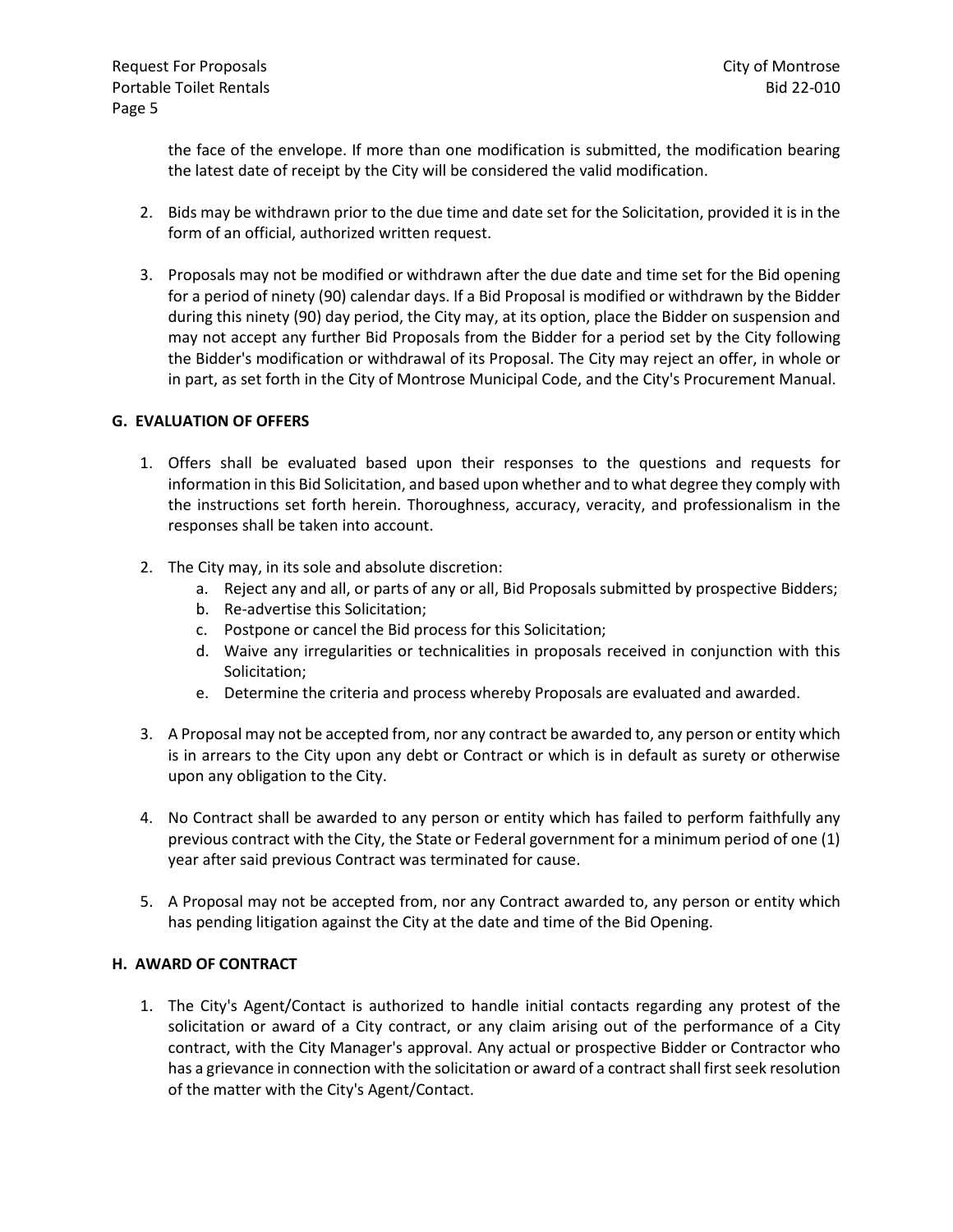the face of the envelope. If more than one modification is submitted, the modification bearing the latest date of receipt by the City will be considered the valid modification.

2. Bids may be withdrawn prior to the due time and date set for the Solicitation, provided it is in the form of an official, authorized written request.

3. Proposals may not be modified or withdrawn after the due date and time set for the Bid opening for a period of ninety (90) calendar days. If a Bid Proposal is modified or withdrawn by the Bidder during this ninety (90) day period, the City may, at its option, place the Bidder on suspension and may not accept any further Bid Proposals from the Bidder for a period set by the City following the Bidder's modification or withdrawal of its Proposal. The City may reject an offer, in whole or in part, as set forth in the City of Montrose Municipal Code, and the City's Procurement Manual.

## G. EVALUATION OF OFFERS

1. Offers shall be evaluated based upon their responses to the questions and requests for information in this Bid Solicitation, and based upon whether and to what degree they comply with the instructions set forth herein. Thoroughness, accuracy, veracity, and professionalism in the responses shall be taken into account.

2. The City may, in its sole and absolute discretion:
   a. Reject any and all, or parts of any or all, Bid Proposals submitted by prospective Bidders;
   b. Re-advertise this Solicitation;
   c. Postpone or cancel the Bid process for this Solicitation;
   d. Waive any irregularities or technicalities in proposals received in conjunction with this Solicitation;
   e. Determine the criteria and process whereby Proposals are evaluated and awarded.

3. A Proposal may not be accepted from, nor any contract be awarded to, any person or entity which is in arrears to the City upon any debt or Contract or which is in default as surety or otherwise upon any obligation to the City.

4. No Contract shall be awarded to any person or entity which has failed to perform faithfully any previous contract with the City, the State or Federal government for a minimum period of one (1) year after said previous Contract was terminated for cause.

5. A Proposal may not be accepted from, nor any Contract awarded to, any person or entity which has pending litigation against the City at the date and time of the Bid Opening.

## H. AWARD OF CONTRACT

1. The City's Agent/Contact is authorized to handle initial contacts regarding any protest of the solicitation or award of a City contract, or any claim arising out of the performance of a City contract, with the City Manager's approval. Any actual or prospective Bidder or Contractor who has a grievance in connection with the solicitation or award of a contract shall first seek resolution of the matter with the City's Agent/Contact.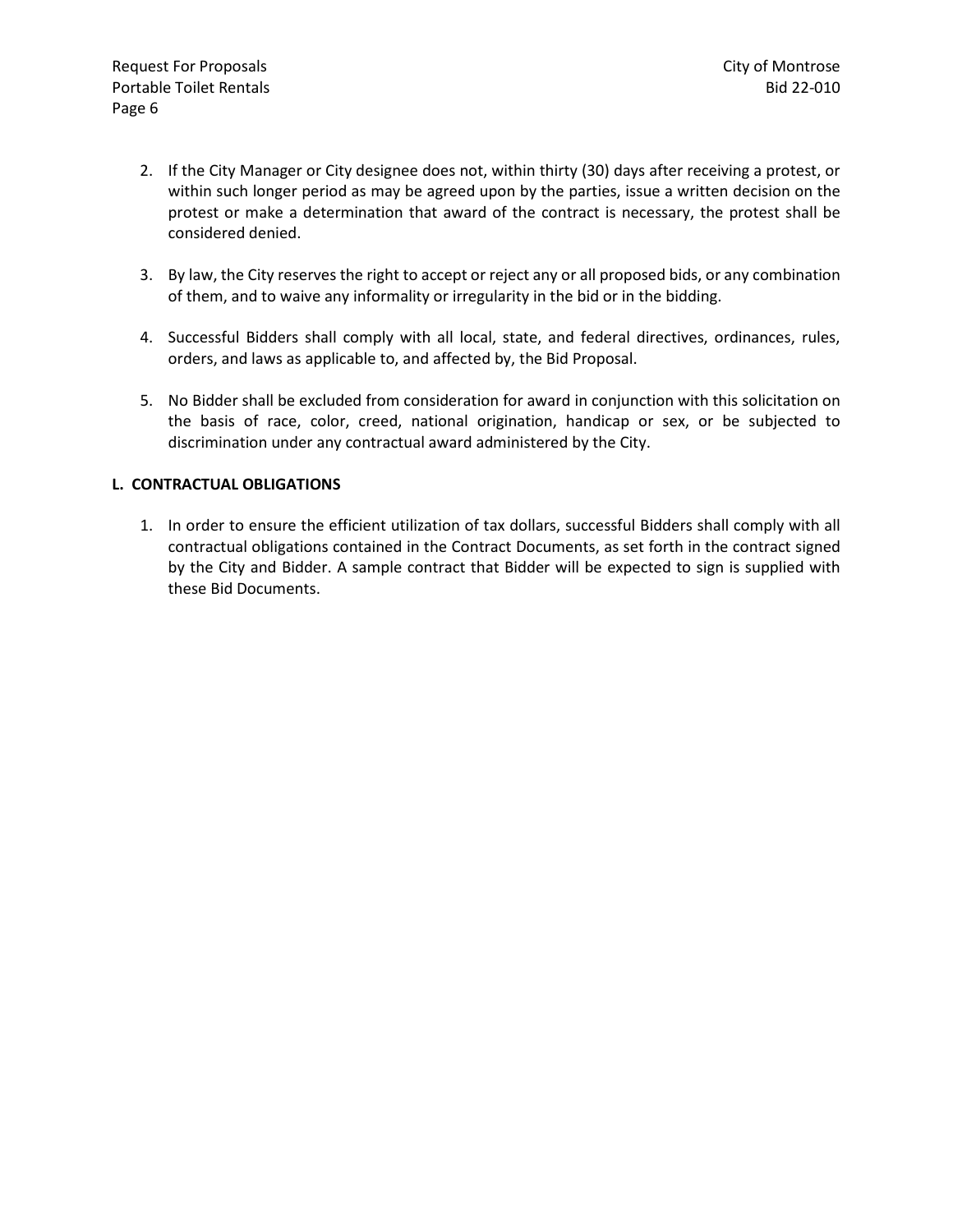2. If the City Manager or City designee does not, within thirty (30) days after receiving a protest, or within such longer period as may be agreed upon by the parties, issue a written decision on the protest or make a determination that award of the contract is necessary, the protest shall be considered denied.

3. By law, the City reserves the right to accept or reject any or all proposed bids, or any combination of them, and to waive any informality or irregularity in the bid or in the bidding.

4. Successful Bidders shall comply with all local, state, and federal directives, ordinances, rules, orders, and laws as applicable to, and affected by, the Bid Proposal.

5. No Bidder shall be excluded from consideration for award in conjunction with this solicitation on the basis of race, color, creed, national origination, handicap or sex, or be subjected to discrimination under any contractual award administered by the City.

**L. CONTRACTUAL OBLIGATIONS**

1. In order to ensure the efficient utilization of tax dollars, successful Bidders shall comply with all contractual obligations contained in the Contract Documents, as set forth in the contract signed by the City and Bidder. A sample contract that Bidder will be expected to sign is supplied with these Bid Documents.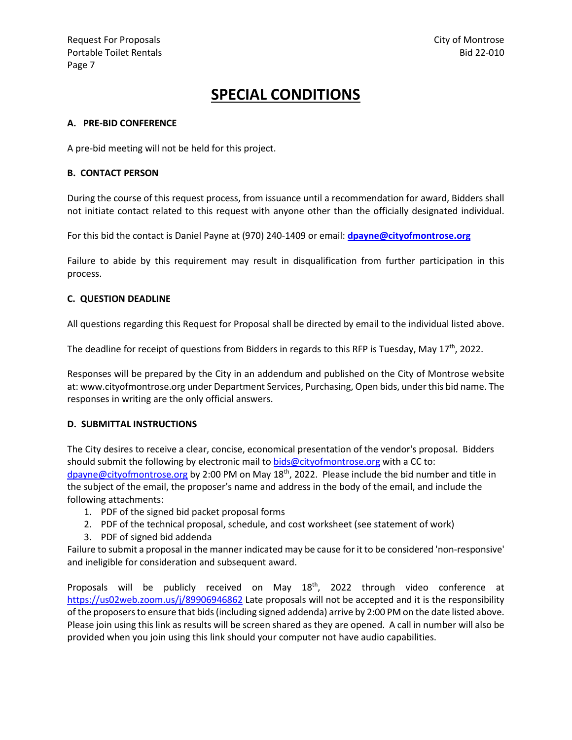# SPECIAL CONDITIONS

**A. PRE-BID CONFERENCE**

A pre-bid meeting will not be held for this project.

**B. CONTACT PERSON**

During the course of this request process, from issuance until a recommendation for award, Bidders shall not initiate contact related to this request with anyone other than the officially designated individual.

For this bid the contact is Daniel Payne at (970) 240-1409 or email: **dpayne@cityofmontrose.org**

Failure to abide by this requirement may result in disqualification from further participation in this process.

**C. QUESTION DEADLINE**

All questions regarding this Request for Proposal shall be directed by email to the individual listed above.

The deadline for receipt of questions from Bidders in regards to this RFP is Tuesday, May 17th, 2022.

Responses will be prepared by the City in an addendum and published on the City of Montrose website at: www.cityofmontrose.org under Department Services, Purchasing, Open bids, under this bid name. The responses in writing are the only official answers.

**D. SUBMITTAL INSTRUCTIONS**

The City desires to receive a clear, concise, economical presentation of the vendor's proposal. Bidders should submit the following by electronic mail to bids@cityofmontrose.org with a CC to: dpayne@cityofmontrose.org by 2:00 PM on May 18th, 2022. Please include the bid number and title in the subject of the email, the proposer's name and address in the body of the email, and include the following attachments:

1. PDF of the signed bid packet proposal forms
2. PDF of the technical proposal, schedule, and cost worksheet (see statement of work)
3. PDF of signed bid addenda

Failure to submit a proposal in the manner indicated may be cause for it to be considered 'non-responsive' and ineligible for consideration and subsequent award.

Proposals will be publicly received on May 18th, 2022 through video conference at https://us02web.zoom.us/j/89906946862 Late proposals will not be accepted and it is the responsibility of the proposers to ensure that bids (including signed addenda) arrive by 2:00 PM on the date listed above. Please join using this link as results will be screen shared as they are opened. A call in number will also be provided when you join using this link should your computer not have audio capabilities.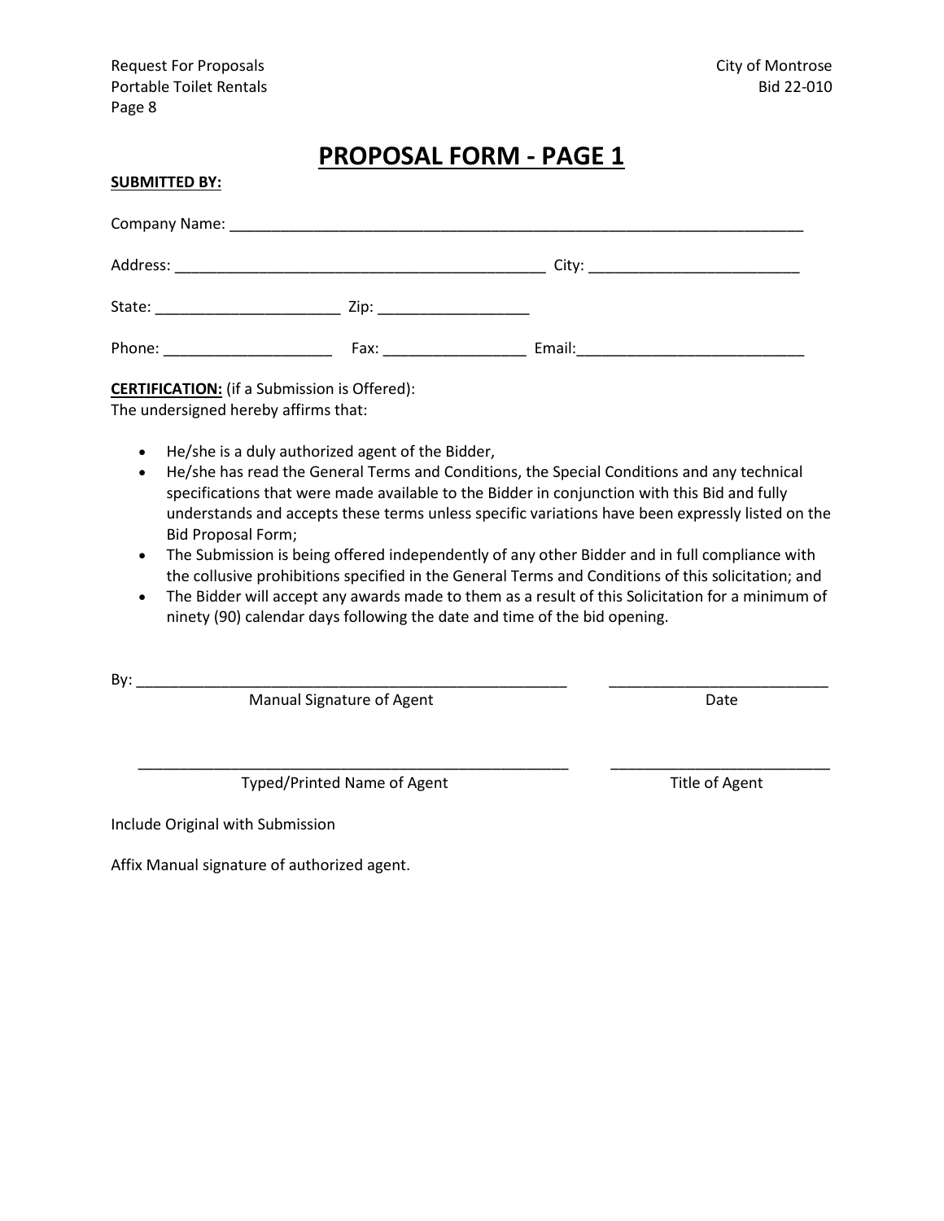# PROPOSAL FORM - PAGE 1

**SUBMITTED BY:**

Company Name: ______________________________________________________________________

Address: _____________________________________________ City: _________________________

State: ______________________ Zip: __________________

Phone: ____________________ Fax: _________________ Email:___________________________

**CERTIFICATION:** (if a Submission is Offered):
The undersigned hereby affirms that:

- He/she is a duly authorized agent of the Bidder,
- He/she has read the General Terms and Conditions, the Special Conditions and any technical specifications that were made available to the Bidder in conjunction with this Bid and fully understands and accepts these terms unless specific variations have been expressly listed on the Bid Proposal Form;
- The Submission is being offered independently of any other Bidder and in full compliance with the collusive prohibitions specified in the General Terms and Conditions of this solicitation; and
- The Bidder will accept any awards made to them as a result of this Solicitation for a minimum of ninety (90) calendar days following the date and time of the bid opening.

By: _____________________________________________________ __________________________
Manual Signature of Agent Date

_____________________________________________________ __________________________
Typed/Printed Name of Agent Title of Agent

Include Original with Submission

Affix Manual signature of authorized agent.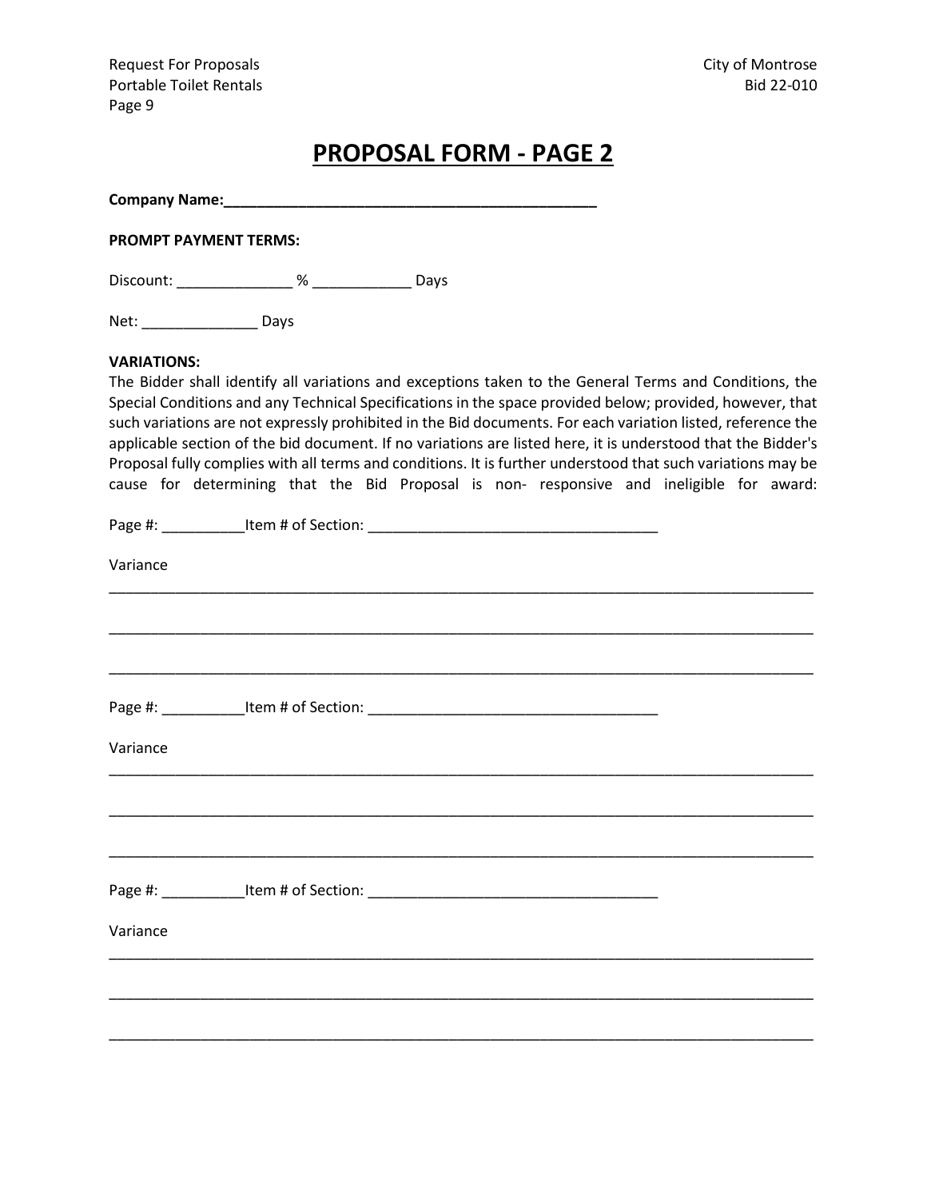# PROPOSAL FORM - PAGE 2

**Company Name:**_____________________________________________

**PROMPT PAYMENT TERMS:**

Discount: ______________ % ____________ Days

Net: ______________ Days

**VARIATIONS:**
The Bidder shall identify all variations and exceptions taken to the General Terms and Conditions, the Special Conditions and any Technical Specifications in the space provided below; provided, however, that such variations are not expressly prohibited in the Bid documents. For each variation listed, reference the applicable section of the bid document. If no variations are listed here, it is understood that the Bidder's Proposal fully complies with all terms and conditions. It is further understood that such variations may be cause for determining that the Bid Proposal is non- responsive and ineligible for award:

Page #: __________Item # of Section: ___________________________________

Variance
_____________________________________________________________________________________

_____________________________________________________________________________________

_____________________________________________________________________________________

Page #: __________Item # of Section: ___________________________________

Variance
_____________________________________________________________________________________

_____________________________________________________________________________________

_____________________________________________________________________________________

Page #: __________Item # of Section: ___________________________________

Variance
_____________________________________________________________________________________

_____________________________________________________________________________________

_____________________________________________________________________________________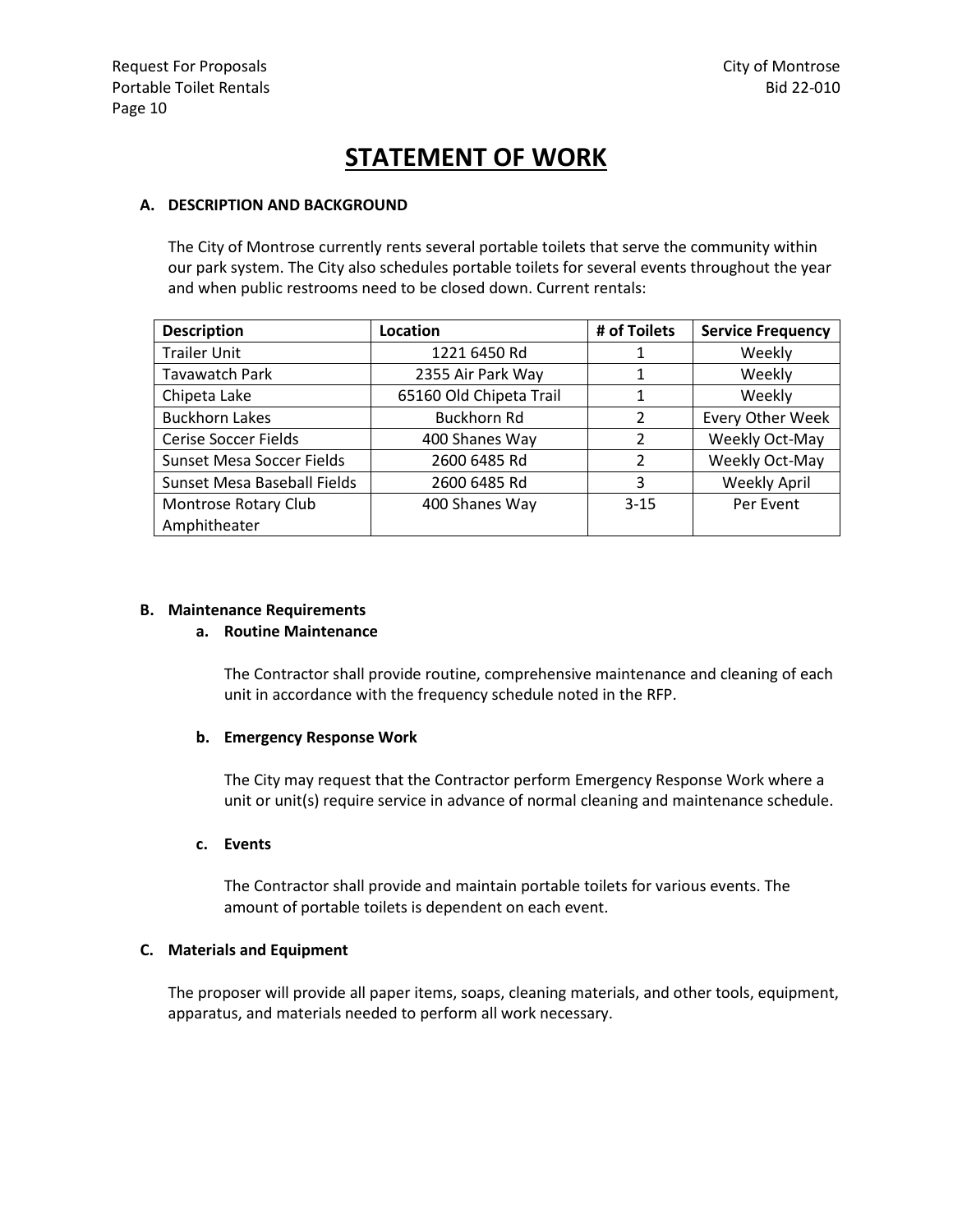# STATEMENT OF WORK

**A. DESCRIPTION AND BACKGROUND**

The City of Montrose currently rents several portable toilets that serve the community within our park system. The City also schedules portable toilets for several events throughout the year and when public restrooms need to be closed down. Current rentals:

| Description | Location | # of Toilets | Service Frequency |
|---|---|---|---|
| Trailer Unit | 1221 6450 Rd | 1 | Weekly |
| Tavawatch Park | 2355 Air Park Way | 1 | Weekly |
| Chipeta Lake | 65160 Old Chipeta Trail | 1 | Weekly |
| Buckhorn Lakes | Buckhorn Rd | 2 | Every Other Week |
| Cerise Soccer Fields | 400 Shanes Way | 2 | Weekly Oct-May |
| Sunset Mesa Soccer Fields | 2600 6485 Rd | 2 | Weekly Oct-May |
| Sunset Mesa Baseball Fields | 2600 6485 Rd | 3 | Weekly April |
| Montrose Rotary Club Amphitheater | 400 Shanes Way | 3-15 | Per Event |

**B. Maintenance Requirements**

**a. Routine Maintenance**

The Contractor shall provide routine, comprehensive maintenance and cleaning of each unit in accordance with the frequency schedule noted in the RFP.

**b. Emergency Response Work**

The City may request that the Contractor perform Emergency Response Work where a unit or unit(s) require service in advance of normal cleaning and maintenance schedule.

**c. Events**

The Contractor shall provide and maintain portable toilets for various events. The amount of portable toilets is dependent on each event.

**C. Materials and Equipment**

The proposer will provide all paper items, soaps, cleaning materials, and other tools, equipment, apparatus, and materials needed to perform all work necessary.